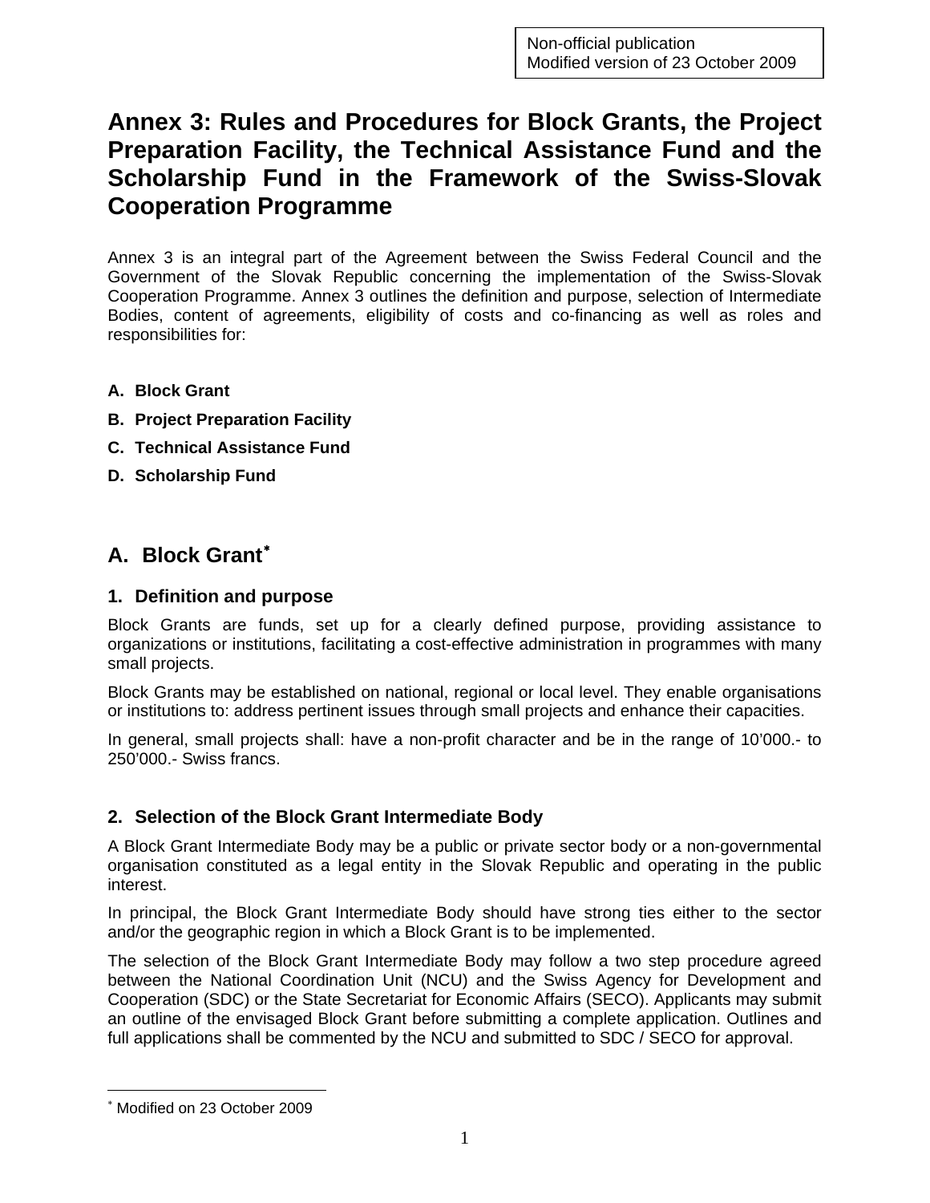Non-official publication
Modified version of 23 October 2009

# Annex 3: Rules and Procedures for Block Grants, the Project Preparation Facility, the Technical Assistance Fund and the Scholarship Fund in the Framework of the Swiss-Slovak Cooperation Programme

Annex 3 is an integral part of the Agreement between the Swiss Federal Council and the Government of the Slovak Republic concerning the implementation of the Swiss-Slovak Cooperation Programme. Annex 3 outlines the definition and purpose, selection of Intermediate Bodies, content of agreements, eligibility of costs and co-financing as well as roles and responsibilities for:

- **A. Block Grant**
- **B. Project Preparation Facility**
- **C. Technical Assistance Fund**
- **D. Scholarship Fund**

## A. Block Grant*

### 1. Definition and purpose

Block Grants are funds, set up for a clearly defined purpose, providing assistance to organizations or institutions, facilitating a cost-effective administration in programmes with many small projects.

Block Grants may be established on national, regional or local level. They enable organisations or institutions to: address pertinent issues through small projects and enhance their capacities.

In general, small projects shall: have a non-profit character and be in the range of 10'000.- to 250'000.- Swiss francs.

### 2. Selection of the Block Grant Intermediate Body

A Block Grant Intermediate Body may be a public or private sector body or a non-governmental organisation constituted as a legal entity in the Slovak Republic and operating in the public interest.

In principal, the Block Grant Intermediate Body should have strong ties either to the sector and/or the geographic region in which a Block Grant is to be implemented.

The selection of the Block Grant Intermediate Body may follow a two step procedure agreed between the National Coordination Unit (NCU) and the Swiss Agency for Development and Cooperation (SDC) or the State Secretariat for Economic Affairs (SECO). Applicants may submit an outline of the envisaged Block Grant before submitting a complete application. Outlines and full applications shall be commented by the NCU and submitted to SDC / SECO for approval.

* Modified on 23 October 2009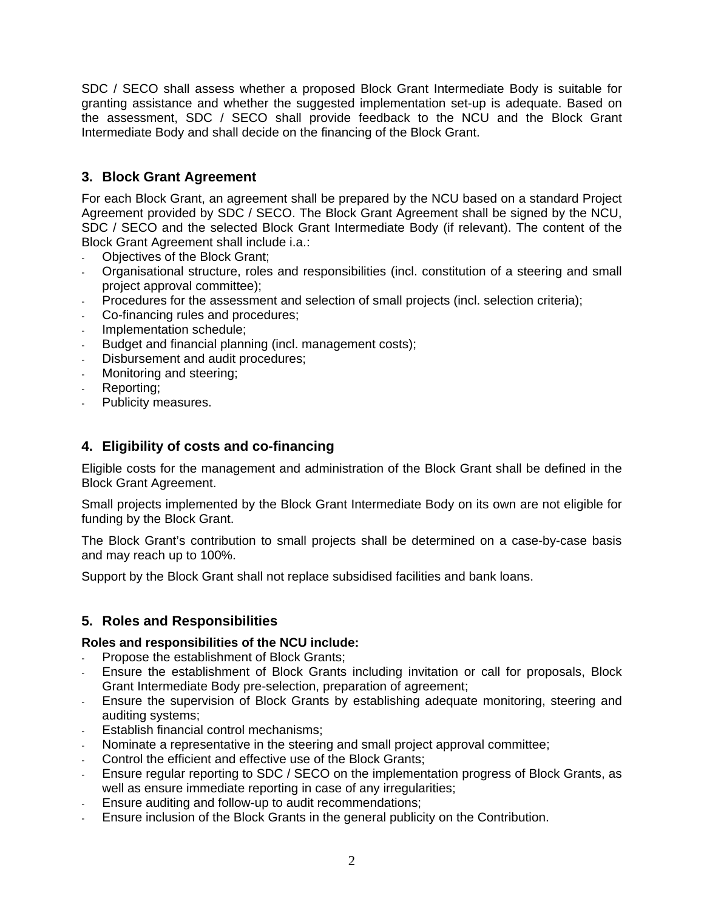SDC / SECO shall assess whether a proposed Block Grant Intermediate Body is suitable for granting assistance and whether the suggested implementation set-up is adequate. Based on the assessment, SDC / SECO shall provide feedback to the NCU and the Block Grant Intermediate Body and shall decide on the financing of the Block Grant.

## 3. Block Grant Agreement

For each Block Grant, an agreement shall be prepared by the NCU based on a standard Project Agreement provided by SDC / SECO. The Block Grant Agreement shall be signed by the NCU, SDC / SECO and the selected Block Grant Intermediate Body (if relevant). The content of the Block Grant Agreement shall include i.a.:

- Objectives of the Block Grant;
- Organisational structure, roles and responsibilities (incl. constitution of a steering and small project approval committee);
- Procedures for the assessment and selection of small projects (incl. selection criteria);
- Co-financing rules and procedures;
- Implementation schedule;
- Budget and financial planning (incl. management costs);
- Disbursement and audit procedures;
- Monitoring and steering;
- Reporting;
- Publicity measures.

## 4. Eligibility of costs and co-financing

Eligible costs for the management and administration of the Block Grant shall be defined in the Block Grant Agreement.

Small projects implemented by the Block Grant Intermediate Body on its own are not eligible for funding by the Block Grant.

The Block Grant's contribution to small projects shall be determined on a case-by-case basis and may reach up to 100%.

Support by the Block Grant shall not replace subsidised facilities and bank loans.

## 5. Roles and Responsibilities

**Roles and responsibilities of the NCU include:**

- Propose the establishment of Block Grants;
- Ensure the establishment of Block Grants including invitation or call for proposals, Block Grant Intermediate Body pre-selection, preparation of agreement;
- Ensure the supervision of Block Grants by establishing adequate monitoring, steering and auditing systems;
- Establish financial control mechanisms;
- Nominate a representative in the steering and small project approval committee;
- Control the efficient and effective use of the Block Grants;
- Ensure regular reporting to SDC / SECO on the implementation progress of Block Grants, as well as ensure immediate reporting in case of any irregularities;
- Ensure auditing and follow-up to audit recommendations;
- Ensure inclusion of the Block Grants in the general publicity on the Contribution.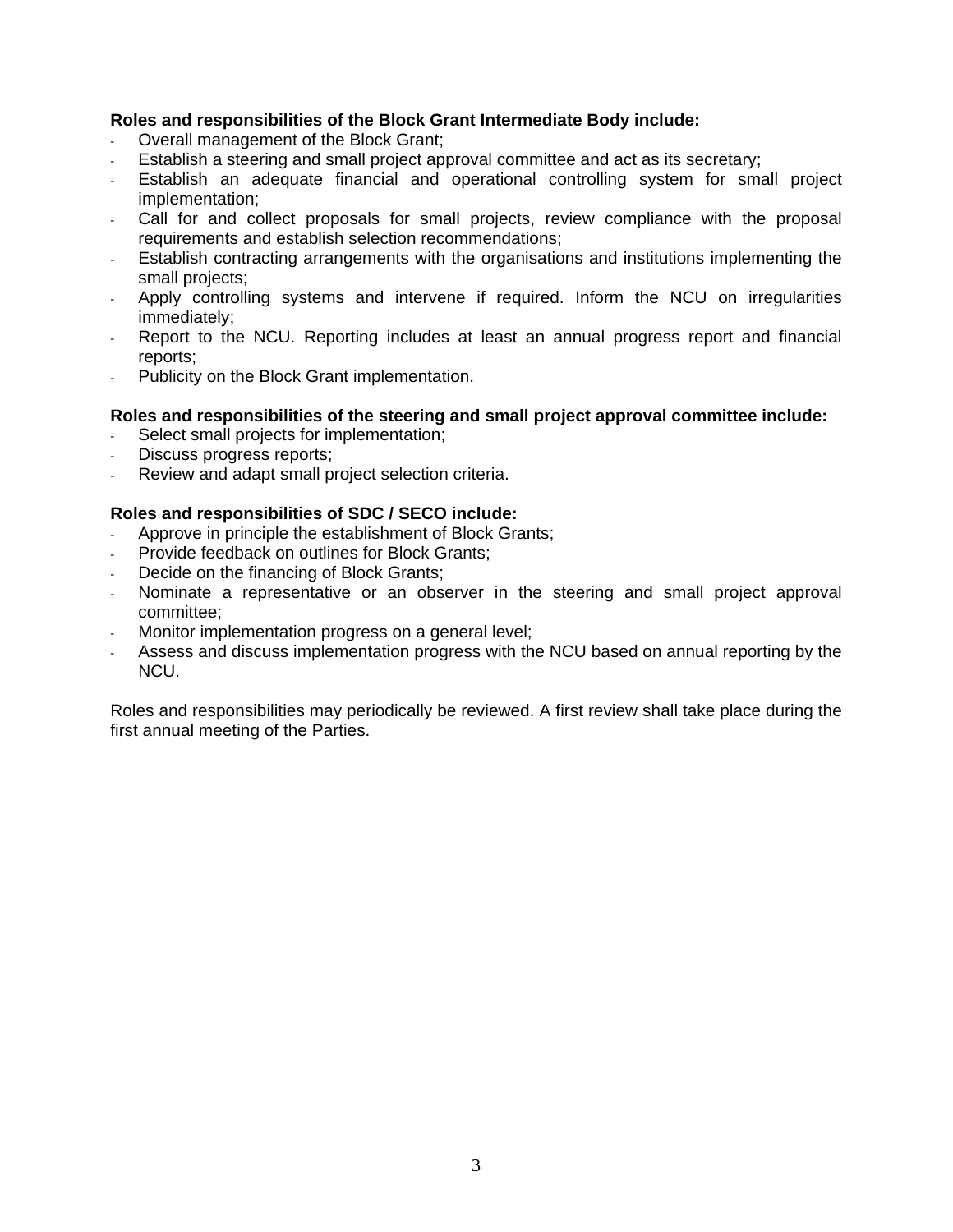**Roles and responsibilities of the Block Grant Intermediate Body include:**

- Overall management of the Block Grant;
- Establish a steering and small project approval committee and act as its secretary;
- Establish an adequate financial and operational controlling system for small project implementation;
- Call for and collect proposals for small projects, review compliance with the proposal requirements and establish selection recommendations;
- Establish contracting arrangements with the organisations and institutions implementing the small projects;
- Apply controlling systems and intervene if required. Inform the NCU on irregularities immediately;
- Report to the NCU. Reporting includes at least an annual progress report and financial reports;
- Publicity on the Block Grant implementation.

**Roles and responsibilities of the steering and small project approval committee include:**

- Select small projects for implementation;
- Discuss progress reports;
- Review and adapt small project selection criteria.

**Roles and responsibilities of SDC / SECO include:**

- Approve in principle the establishment of Block Grants;
- Provide feedback on outlines for Block Grants;
- Decide on the financing of Block Grants;
- Nominate a representative or an observer in the steering and small project approval committee;
- Monitor implementation progress on a general level;
- Assess and discuss implementation progress with the NCU based on annual reporting by the NCU.

Roles and responsibilities may periodically be reviewed. A first review shall take place during the first annual meeting of the Parties.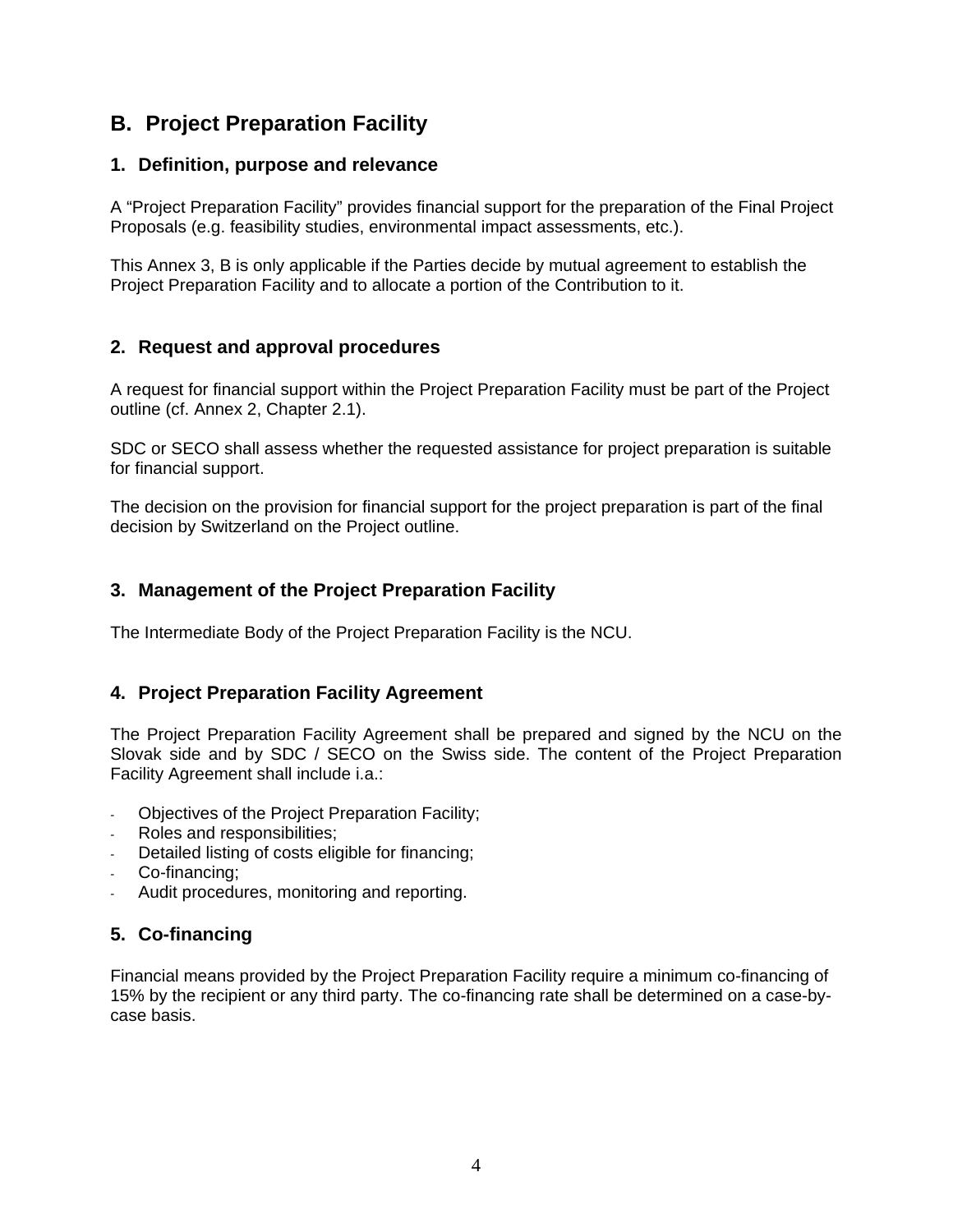# B. Project Preparation Facility

## 1. Definition, purpose and relevance

A “Project Preparation Facility” provides financial support for the preparation of the Final Project Proposals (e.g. feasibility studies, environmental impact assessments, etc.).

This Annex 3, B is only applicable if the Parties decide by mutual agreement to establish the Project Preparation Facility and to allocate a portion of the Contribution to it.

## 2. Request and approval procedures

A request for financial support within the Project Preparation Facility must be part of the Project outline (cf. Annex 2, Chapter 2.1).

SDC or SECO shall assess whether the requested assistance for project preparation is suitable for financial support.

The decision on the provision for financial support for the project preparation is part of the final decision by Switzerland on the Project outline.

## 3. Management of the Project Preparation Facility

The Intermediate Body of the Project Preparation Facility is the NCU.

## 4. Project Preparation Facility Agreement

The Project Preparation Facility Agreement shall be prepared and signed by the NCU on the Slovak side and by SDC / SECO on the Swiss side. The content of the Project Preparation Facility Agreement shall include i.a.:

- Objectives of the Project Preparation Facility;
- Roles and responsibilities;
- Detailed listing of costs eligible for financing;
- Co-financing;
- Audit procedures, monitoring and reporting.

## 5. Co-financing

Financial means provided by the Project Preparation Facility require a minimum co-financing of 15% by the recipient or any third party. The co-financing rate shall be determined on a case-by-case basis.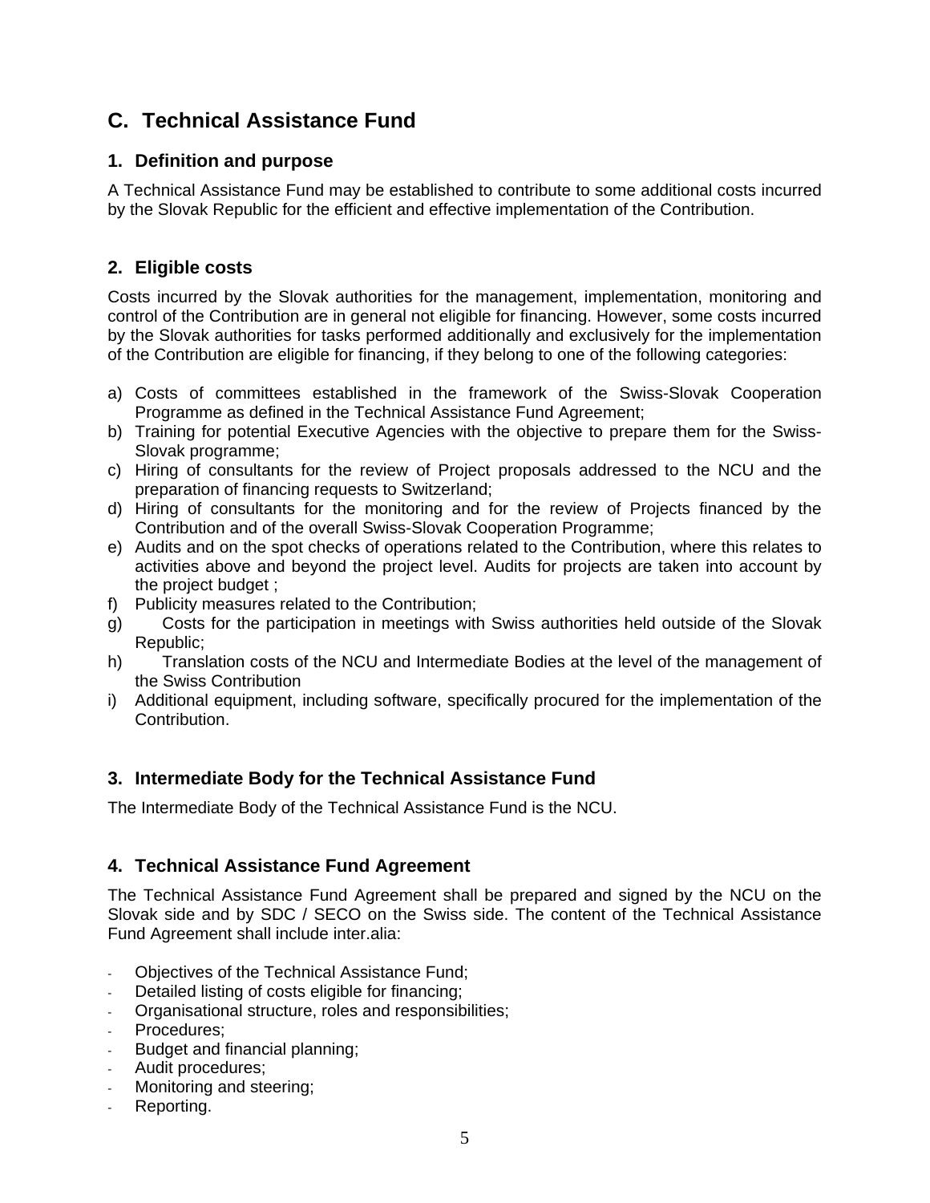## C. Technical Assistance Fund

### 1. Definition and purpose

A Technical Assistance Fund may be established to contribute to some additional costs incurred by the Slovak Republic for the efficient and effective implementation of the Contribution.

### 2. Eligible costs

Costs incurred by the Slovak authorities for the management, implementation, monitoring and control of the Contribution are in general not eligible for financing. However, some costs incurred by the Slovak authorities for tasks performed additionally and exclusively for the implementation of the Contribution are eligible for financing, if they belong to one of the following categories:

a) Costs of committees established in the framework of the Swiss-Slovak Cooperation Programme as defined in the Technical Assistance Fund Agreement;
b) Training for potential Executive Agencies with the objective to prepare them for the Swiss-Slovak programme;
c) Hiring of consultants for the review of Project proposals addressed to the NCU and the preparation of financing requests to Switzerland;
d) Hiring of consultants for the monitoring and for the review of Projects financed by the Contribution and of the overall Swiss-Slovak Cooperation Programme;
e) Audits and on the spot checks of operations related to the Contribution, where this relates to activities above and beyond the project level. Audits for projects are taken into account by the project budget ;
f) Publicity measures related to the Contribution;
g) Costs for the participation in meetings with Swiss authorities held outside of the Slovak Republic;
h) Translation costs of the NCU and Intermediate Bodies at the level of the management of the Swiss Contribution
i) Additional equipment, including software, specifically procured for the implementation of the Contribution.

### 3. Intermediate Body for the Technical Assistance Fund

The Intermediate Body of the Technical Assistance Fund is the NCU.

### 4. Technical Assistance Fund Agreement

The Technical Assistance Fund Agreement shall be prepared and signed by the NCU on the Slovak side and by SDC / SECO on the Swiss side. The content of the Technical Assistance Fund Agreement shall include inter.alia:

- Objectives of the Technical Assistance Fund;
- Detailed listing of costs eligible for financing;
- Organisational structure, roles and responsibilities;
- Procedures;
- Budget and financial planning;
- Audit procedures;
- Monitoring and steering;
- Reporting.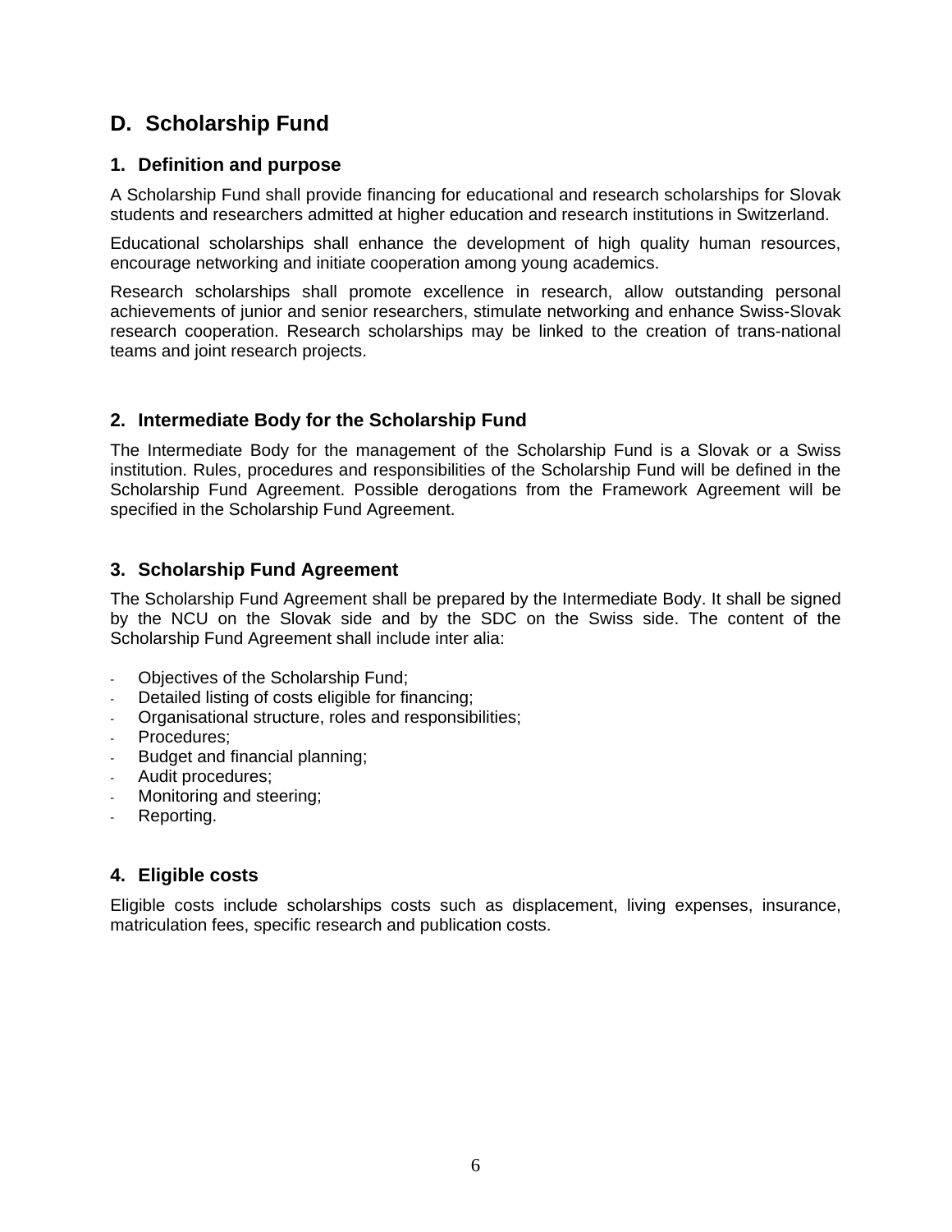## D. Scholarship Fund

### 1. Definition and purpose

A Scholarship Fund shall provide financing for educational and research scholarships for Slovak students and researchers admitted at higher education and research institutions in Switzerland.

Educational scholarships shall enhance the development of high quality human resources, encourage networking and initiate cooperation among young academics.

Research scholarships shall promote excellence in research, allow outstanding personal achievements of junior and senior researchers, stimulate networking and enhance Swiss-Slovak research cooperation. Research scholarships may be linked to the creation of trans-national teams and joint research projects.

### 2. Intermediate Body for the Scholarship Fund

The Intermediate Body for the management of the Scholarship Fund is a Slovak or a Swiss institution. Rules, procedures and responsibilities of the Scholarship Fund will be defined in the Scholarship Fund Agreement. Possible derogations from the Framework Agreement will be specified in the Scholarship Fund Agreement.

### 3. Scholarship Fund Agreement

The Scholarship Fund Agreement shall be prepared by the Intermediate Body. It shall be signed by the NCU on the Slovak side and by the SDC on the Swiss side. The content of the Scholarship Fund Agreement shall include inter alia:

- Objectives of the Scholarship Fund;
- Detailed listing of costs eligible for financing;
- Organisational structure, roles and responsibilities;
- Procedures;
- Budget and financial planning;
- Audit procedures;
- Monitoring and steering;
- Reporting.

### 4. Eligible costs

Eligible costs include scholarships costs such as displacement, living expenses, insurance, matriculation fees, specific research and publication costs.